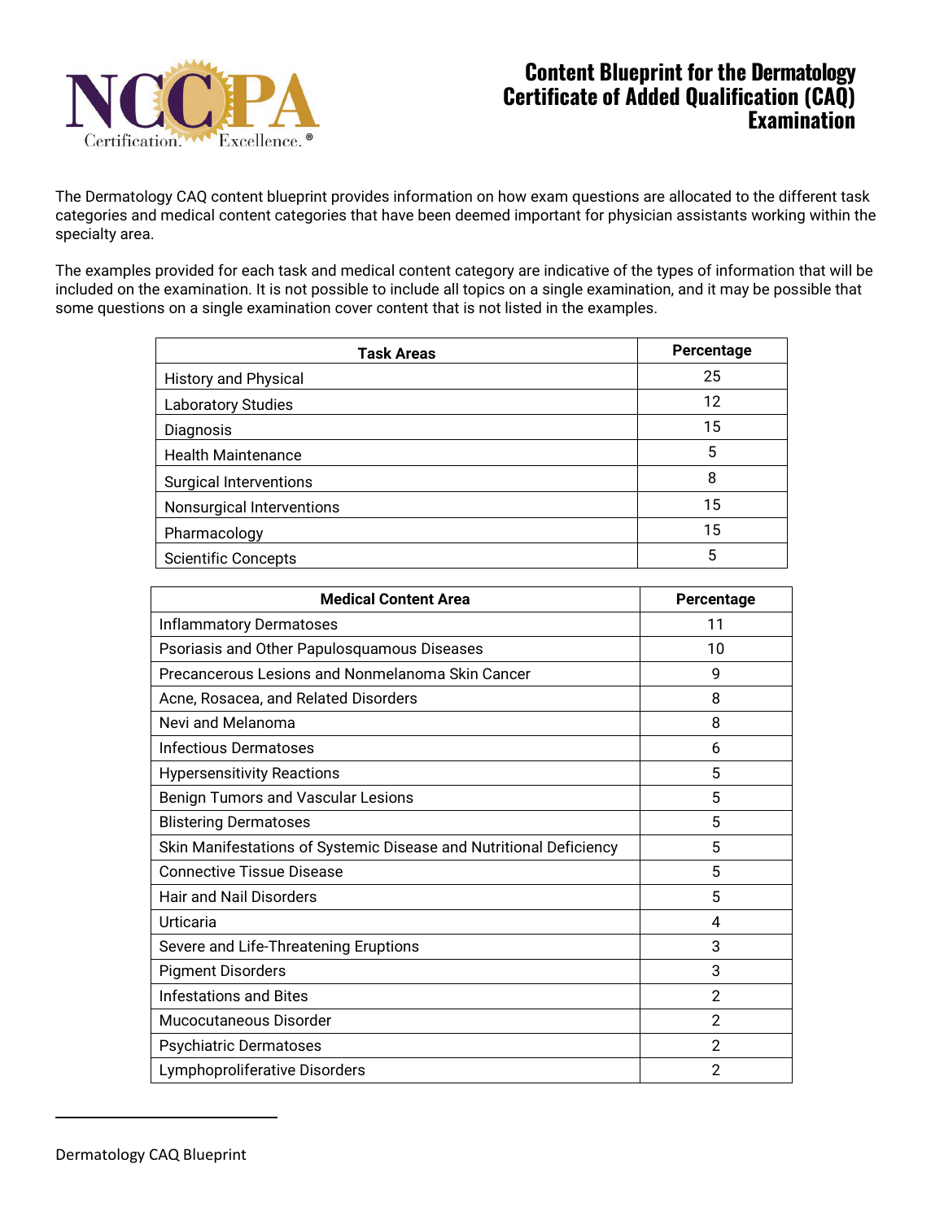# Content Blueprint for the Dermatology Certificate of Added Qualification (CAQ) Examination

The Dermatology CAQ content blueprint provides information on how exam questions are allocated to the different task categories and medical content categories that have been deemed important for physician assistants working within the specialty area.

The examples provided for each task and medical content category are indicative of the types of information that will be included on the examination. It is not possible to include all topics on a single examination, and it may be possible that some questions on a single examination cover content that is not listed in the examples.

| Task Areas | Percentage |
| --- | --- |
| History and Physical | 25 |
| Laboratory Studies | 12 |
| Diagnosis | 15 |
| Health Maintenance | 5 |
| Surgical Interventions | 8 |
| Nonsurgical Interventions | 15 |
| Pharmacology | 15 |
| Scientific Concepts | 5 |

| Medical Content Area | Percentage |
| --- | --- |
| Inflammatory Dermatoses | 11 |
| Psoriasis and Other Papulosquamous Diseases | 10 |
| Precancerous Lesions and Nonmelanoma Skin Cancer | 9 |
| Acne, Rosacea, and Related Disorders | 8 |
| Nevi and Melanoma | 8 |
| Infectious Dermatoses | 6 |
| Hypersensitivity Reactions | 5 |
| Benign Tumors and Vascular Lesions | 5 |
| Blistering Dermatoses | 5 |
| Skin Manifestations of Systemic Disease and Nutritional Deficiency | 5 |
| Connective Tissue Disease | 5 |
| Hair and Nail Disorders | 5 |
| Urticaria | 4 |
| Severe and Life-Threatening Eruptions | 3 |
| Pigment Disorders | 3 |
| Infestations and Bites | 2 |
| Mucocutaneous Disorder | 2 |
| Psychiatric Dermatoses | 2 |
| Lymphoproliferative Disorders | 2 |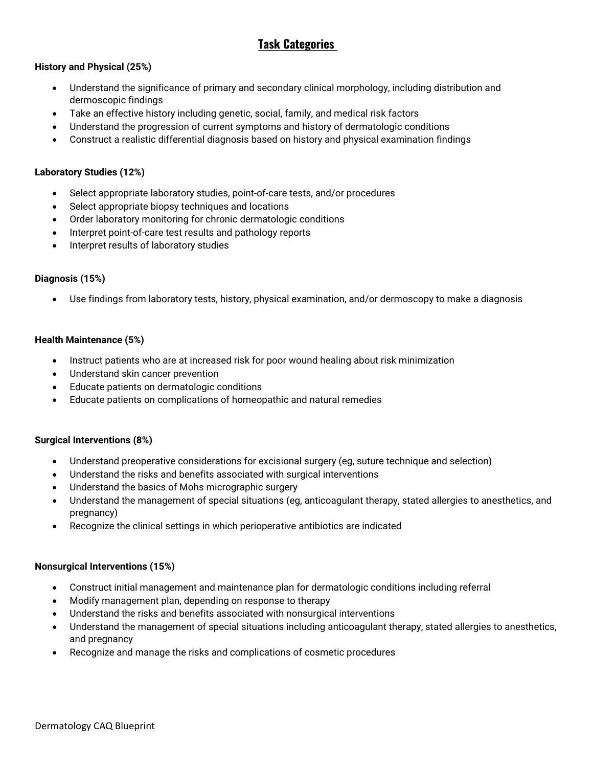# Task Categories

**History and Physical (25%)**

- Understand the significance of primary and secondary clinical morphology, including distribution and dermoscopic findings
- Take an effective history including genetic, social, family, and medical risk factors
- Understand the progression of current symptoms and history of dermatologic conditions
- Construct a realistic differential diagnosis based on history and physical examination findings

**Laboratory Studies (12%)**

- Select appropriate laboratory studies, point-of-care tests, and/or procedures
- Select appropriate biopsy techniques and locations
- Order laboratory monitoring for chronic dermatologic conditions
- Interpret point-of-care test results and pathology reports
- Interpret results of laboratory studies

**Diagnosis (15%)**

- Use findings from laboratory tests, history, physical examination, and/or dermoscopy to make a diagnosis

**Health Maintenance (5%)**

- Instruct patients who are at increased risk for poor wound healing about risk minimization
- Understand skin cancer prevention
- Educate patients on dermatologic conditions
- Educate patients on complications of homeopathic and natural remedies

**Surgical Interventions (8%)**

- Understand preoperative considerations for excisional surgery (eg, suture technique and selection)
- Understand the risks and benefits associated with surgical interventions
- Understand the basics of Mohs micrographic surgery
- Understand the management of special situations (eg, anticoagulant therapy, stated allergies to anesthetics, and pregnancy)
- Recognize the clinical settings in which perioperative antibiotics are indicated

**Nonsurgical Interventions (15%)**

- Construct initial management and maintenance plan for dermatologic conditions including referral
- Modify management plan, depending on response to therapy
- Understand the risks and benefits associated with nonsurgical interventions
- Understand the management of special situations including anticoagulant therapy, stated allergies to anesthetics, and pregnancy
- Recognize and manage the risks and complications of cosmetic procedures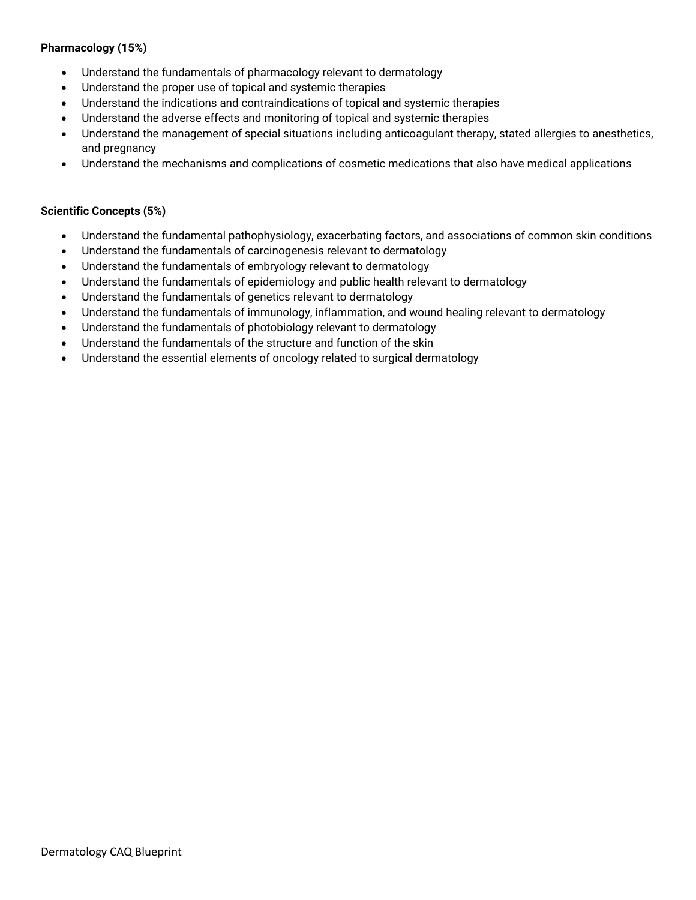**Pharmacology (15%)**

- Understand the fundamentals of pharmacology relevant to dermatology
- Understand the proper use of topical and systemic therapies
- Understand the indications and contraindications of topical and systemic therapies
- Understand the adverse effects and monitoring of topical and systemic therapies
- Understand the management of special situations including anticoagulant therapy, stated allergies to anesthetics, and pregnancy
- Understand the mechanisms and complications of cosmetic medications that also have medical applications

**Scientific Concepts (5%)**

- Understand the fundamental pathophysiology, exacerbating factors, and associations of common skin conditions
- Understand the fundamentals of carcinogenesis relevant to dermatology
- Understand the fundamentals of embryology relevant to dermatology
- Understand the fundamentals of epidemiology and public health relevant to dermatology
- Understand the fundamentals of genetics relevant to dermatology
- Understand the fundamentals of immunology, inflammation, and wound healing relevant to dermatology
- Understand the fundamentals of photobiology relevant to dermatology
- Understand the fundamentals of the structure and function of the skin
- Understand the essential elements of oncology related to surgical dermatology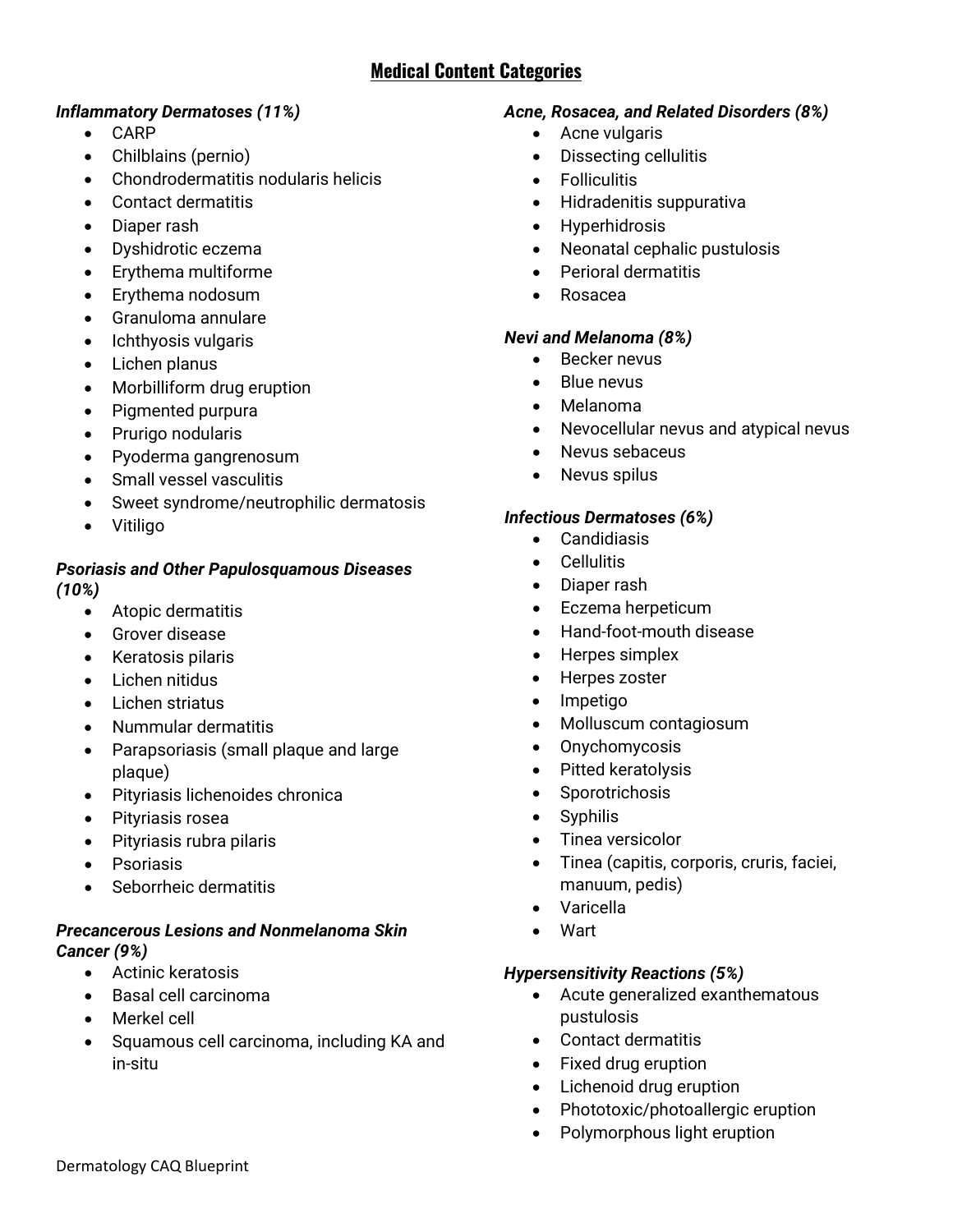## Medical Content Categories

***Inflammatory Dermatoses (11%)***

- CARP
- Chilblains (pernio)
- Chondrodermatitis nodularis helicis
- Contact dermatitis
- Diaper rash
- Dyshidrotic eczema
- Erythema multiforme
- Erythema nodosum
- Granuloma annulare
- Ichthyosis vulgaris
- Lichen planus
- Morbilliform drug eruption
- Pigmented purpura
- Prurigo nodularis
- Pyoderma gangrenosum
- Small vessel vasculitis
- Sweet syndrome/neutrophilic dermatosis
- Vitiligo

***Psoriasis and Other Papulosquamous Diseases (10%)***

- Atopic dermatitis
- Grover disease
- Keratosis pilaris
- Lichen nitidus
- Lichen striatus
- Nummular dermatitis
- Parapsoriasis (small plaque and large plaque)
- Pityriasis lichenoides chronica
- Pityriasis rosea
- Pityriasis rubra pilaris
- Psoriasis
- Seborrheic dermatitis

***Precancerous Lesions and Nonmelanoma Skin Cancer (9%)***

- Actinic keratosis
- Basal cell carcinoma
- Merkel cell
- Squamous cell carcinoma, including KA and in-situ

***Acne, Rosacea, and Related Disorders (8%)***

- Acne vulgaris
- Dissecting cellulitis
- Folliculitis
- Hidradenitis suppurativa
- Hyperhidrosis
- Neonatal cephalic pustulosis
- Perioral dermatitis
- Rosacea

***Nevi and Melanoma (8%)***

- Becker nevus
- Blue nevus
- Melanoma
- Nevocellular nevus and atypical nevus
- Nevus sebaceus
- Nevus spilus

***Infectious Dermatoses (6%)***

- Candidiasis
- Cellulitis
- Diaper rash
- Eczema herpeticum
- Hand-foot-mouth disease
- Herpes simplex
- Herpes zoster
- Impetigo
- Molluscum contagiosum
- Onychomycosis
- Pitted keratolysis
- Sporotrichosis
- Syphilis
- Tinea versicolor
- Tinea (capitis, corporis, cruris, faciei, manuum, pedis)
- Varicella
- Wart

***Hypersensitivity Reactions (5%)***

- Acute generalized exanthematous pustulosis
- Contact dermatitis
- Fixed drug eruption
- Lichenoid drug eruption
- Phototoxic/photoallergic eruption
- Polymorphous light eruption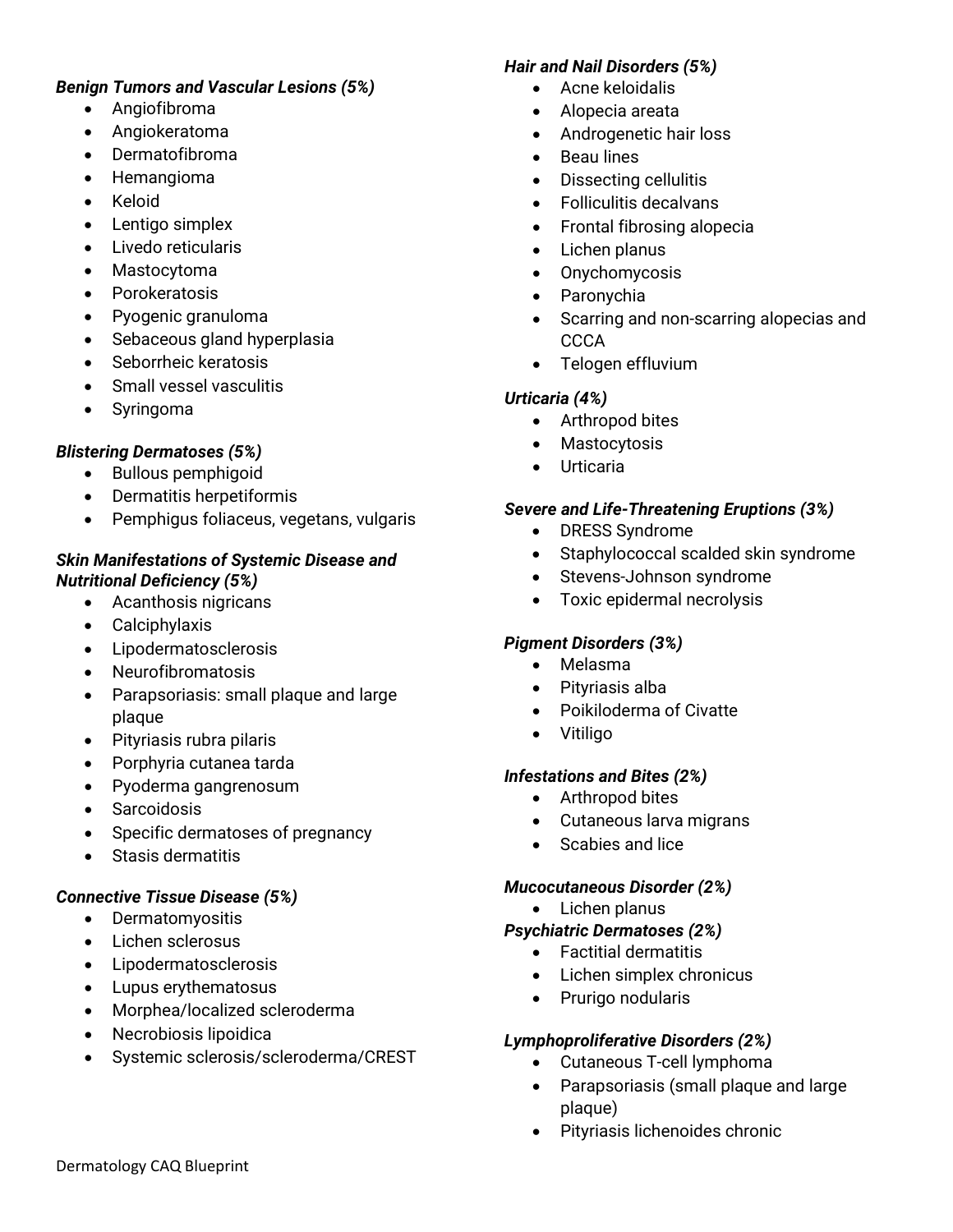***Benign Tumors and Vascular Lesions (5%)***

- Angiofibroma
- Angiokeratoma
- Dermatofibroma
- Hemangioma
- Keloid
- Lentigo simplex
- Livedo reticularis
- Mastocytoma
- Porokeratosis
- Pyogenic granuloma
- Sebaceous gland hyperplasia
- Seborrheic keratosis
- Small vessel vasculitis
- Syringoma

***Blistering Dermatoses (5%)***

- Bullous pemphigoid
- Dermatitis herpetiformis
- Pemphigus foliaceus, vegetans, vulgaris

***Skin Manifestations of Systemic Disease and Nutritional Deficiency (5%)***

- Acanthosis nigricans
- Calciphylaxis
- Lipodermatosclerosis
- Neurofibromatosis
- Parapsoriasis: small plaque and large plaque
- Pityriasis rubra pilaris
- Porphyria cutanea tarda
- Pyoderma gangrenosum
- Sarcoidosis
- Specific dermatoses of pregnancy
- Stasis dermatitis

***Connective Tissue Disease (5%)***

- Dermatomyositis
- Lichen sclerosus
- Lipodermatosclerosis
- Lupus erythematosus
- Morphea/localized scleroderma
- Necrobiosis lipoidica
- Systemic sclerosis/scleroderma/CREST

***Hair and Nail Disorders (5%)***

- Acne keloidalis
- Alopecia areata
- Androgenetic hair loss
- Beau lines
- Dissecting cellulitis
- Folliculitis decalvans
- Frontal fibrosing alopecia
- Lichen planus
- Onychomycosis
- Paronychia
- Scarring and non-scarring alopecias and CCCA
- Telogen effluvium

***Urticaria (4%)***

- Arthropod bites
- Mastocytosis
- Urticaria

***Severe and Life-Threatening Eruptions (3%)***

- DRESS Syndrome
- Staphylococcal scalded skin syndrome
- Stevens-Johnson syndrome
- Toxic epidermal necrolysis

***Pigment Disorders (3%)***

- Melasma
- Pityriasis alba
- Poikiloderma of Civatte
- Vitiligo

***Infestations and Bites (2%)***

- Arthropod bites
- Cutaneous larva migrans
- Scabies and lice

***Mucocutaneous Disorder (2%)***

- Lichen planus

***Psychiatric Dermatoses (2%)***

- Factitial dermatitis
- Lichen simplex chronicus
- Prurigo nodularis

***Lymphoproliferative Disorders (2%)***

- Cutaneous T-cell lymphoma
- Parapsoriasis (small plaque and large plaque)
- Pityriasis lichenoides chronic